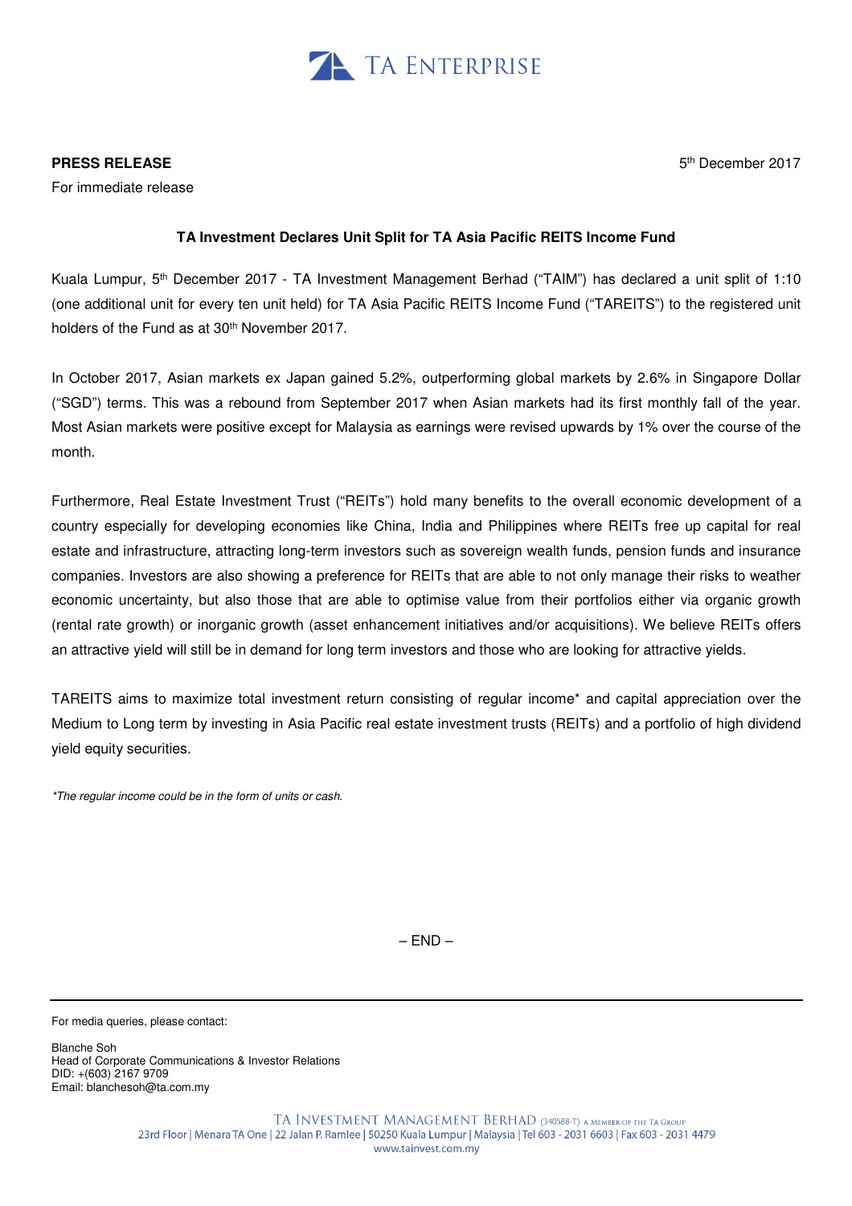TA ENTERPRISE

**PRESS RELEASE**

For immediate release

5th December 2017

**TA Investment Declares Unit Split for TA Asia Pacific REITS Income Fund**

Kuala Lumpur, 5th December 2017 - TA Investment Management Berhad ("TAIM") has declared a unit split of 1:10 (one additional unit for every ten unit held) for TA Asia Pacific REITS Income Fund ("TAREITS") to the registered unit holders of the Fund as at 30th November 2017.

In October 2017, Asian markets ex Japan gained 5.2%, outperforming global markets by 2.6% in Singapore Dollar ("SGD") terms. This was a rebound from September 2017 when Asian markets had its first monthly fall of the year. Most Asian markets were positive except for Malaysia as earnings were revised upwards by 1% over the course of the month.

Furthermore, Real Estate Investment Trust ("REITs") hold many benefits to the overall economic development of a country especially for developing economies like China, India and Philippines where REITs free up capital for real estate and infrastructure, attracting long-term investors such as sovereign wealth funds, pension funds and insurance companies. Investors are also showing a preference for REITs that are able to not only manage their risks to weather economic uncertainty, but also those that are able to optimise value from their portfolios either via organic growth (rental rate growth) or inorganic growth (asset enhancement initiatives and/or acquisitions). We believe REITs offers an attractive yield will still be in demand for long term investors and those who are looking for attractive yields.

TAREITS aims to maximize total investment return consisting of regular income* and capital appreciation over the Medium to Long term by investing in Asia Pacific real estate investment trusts (REITs) and a portfolio of high dividend yield equity securities.

*\*The regular income could be in the form of units or cash.*

– END –

For media queries, please contact:

Blanche Soh
Head of Corporate Communications & Investor Relations
DID: +(603) 2167 9709
Email: blanchesoh@ta.com.my

TA INVESTMENT MANAGEMENT BERHAD (340588-T) A MEMBER OF THE TA GROUP
23rd Floor | Menara TA One | 22 Jalan P. Ramlee | 50250 Kuala Lumpur | Malaysia | Tel 603 - 2031 6603 | Fax 603 - 2031 4479
www.tainvest.com.my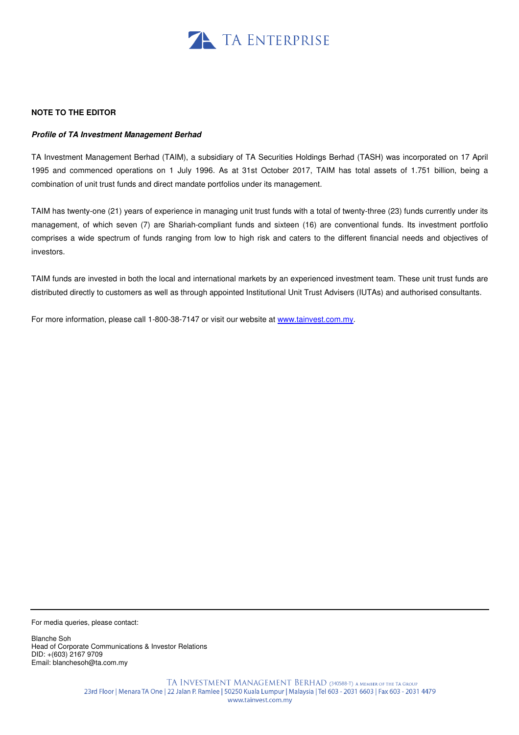**NOTE TO THE EDITOR**

***Profile of TA Investment Management Berhad***

TA Investment Management Berhad (TAIM), a subsidiary of TA Securities Holdings Berhad (TASH) was incorporated on 17 April 1995 and commenced operations on 1 July 1996. As at 31st October 2017, TAIM has total assets of 1.751 billion, being a combination of unit trust funds and direct mandate portfolios under its management.

TAIM has twenty-one (21) years of experience in managing unit trust funds with a total of twenty-three (23) funds currently under its management, of which seven (7) are Shariah-compliant funds and sixteen (16) are conventional funds. Its investment portfolio comprises a wide spectrum of funds ranging from low to high risk and caters to the different financial needs and objectives of investors.

TAIM funds are invested in both the local and international markets by an experienced investment team. These unit trust funds are distributed directly to customers as well as through appointed Institutional Unit Trust Advisers (IUTAs) and authorised consultants.

For more information, please call 1-800-38-7147 or visit our website at www.tainvest.com.my.

---

For media queries, please contact:

Blanche Soh
Head of Corporate Communications & Investor Relations
DID: +(603) 2167 9709
Email: blanchesoh@ta.com.my

TA INVESTMENT MANAGEMENT BERHAD (340588-T) A MEMBER OF THE TA GROUP
23rd Floor | Menara TA One | 22 Jalan P. Ramlee | 50250 Kuala Lumpur | Malaysia | Tel 603 - 2031 6603 | Fax 603 - 2031 4479
www.tainvest.com.my